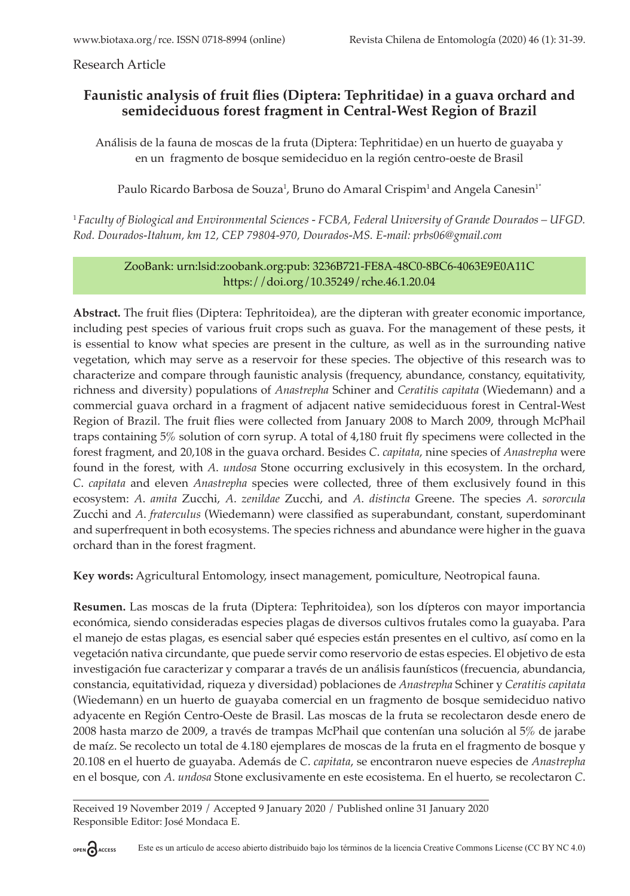Research Article

# Faunistic analysis of fruit flies (Diptera: Tephritidae) in a guava orchard and semideciduous forest fragment in Central-West Region of Brazil

Análisis de la fauna de moscas de la fruta (Diptera: Tephritidae) en un huerto de guayaba y en un fragmento de bosque semideciduo en la región centro-oeste de Brasil

Paulo Ricardo Barbosa de Souza[1], Bruno do Amaral Crispim[1] and Angela Canesin[1*]

[1] *Faculty of Biological and Environmental Sciences - FCBA, Federal University of Grande Dourados – UFGD. Rod. Dourados-Itahum, km 12, CEP 79804-970, Dourados-MS. E-mail: prbs06@gmail.com*

ZooBank: urn:lsid:zoobank.org:pub: 3236B721-FE8A-48C0-8BC6-4063E9E0A11C
https://doi.org/10.35249/rche.46.1.20.04

**Abstract.** The fruit flies (Diptera: Tephritoidea), are the dipteran with greater economic importance, including pest species of various fruit crops such as guava. For the management of these pests, it is essential to know what species are present in the culture, as well as in the surrounding native vegetation, which may serve as a reservoir for these species. The objective of this research was to characterize and compare through faunistic analysis (frequency, abundance, constancy, equitativity, richness and diversity) populations of *Anastrepha* Schiner and *Ceratitis capitata* (Wiedemann) and a commercial guava orchard in a fragment of adjacent native semideciduous forest in Central-West Region of Brazil. The fruit flies were collected from January 2008 to March 2009, through McPhail traps containing 5% solution of corn syrup. A total of 4,180 fruit fly specimens were collected in the forest fragment, and 20,108 in the guava orchard. Besides *C. capitata*, nine species of *Anastrepha* were found in the forest, with *A. undosa* Stone occurring exclusively in this ecosystem. In the orchard, *C. capitata* and eleven *Anastrepha* species were collected, three of them exclusively found in this ecosystem: *A. amita* Zucchi, *A. zenildae* Zucchi, and *A. distincta* Greene. The species *A. sororcula* Zucchi and *A. fraterculus* (Wiedemann) were classified as superabundant, constant, superdominant and superfrequent in both ecosystems. The species richness and abundance were higher in the guava orchard than in the forest fragment.

**Key words:** Agricultural Entomology, insect management, pomiculture, Neotropical fauna.

**Resumen.** Las moscas de la fruta (Diptera: Tephritoidea), son los dípteros con mayor importancia económica, siendo consideradas especies plagas de diversos cultivos frutales como la guayaba. Para el manejo de estas plagas, es esencial saber qué especies están presentes en el cultivo, así como en la vegetación nativa circundante, que puede servir como reservorio de estas especies. El objetivo de esta investigación fue caracterizar y comparar a través de un análisis faunísticos (frecuencia, abundancia, constancia, equitatividad, riqueza y diversidad) poblaciones de *Anastrepha* Schiner y *Ceratitis capitata* (Wiedemann) en un huerto de guayaba comercial en un fragmento de bosque semideciduo nativo adyacente en Región Centro-Oeste de Brasil. Las moscas de la fruta se recolectaron desde enero de 2008 hasta marzo de 2009, a través de trampas McPhail que contenían una solución al 5% de jarabe de maíz. Se recolecto un total de 4.180 ejemplares de moscas de la fruta en el fragmento de bosque y 20.108 en el huerto de guayaba. Además de *C. capitata*, se encontraron nueve especies de *Anastrepha* en el bosque, con *A. undosa* Stone exclusivamente en este ecosistema. En el huerto, se recolectaron *C.*

Received 19 November 2019 / Accepted 9 January 2020 / Published online 31 January 2020
Responsible Editor: José Mondaca E.

Este es un artículo de acceso abierto distribuido bajo los términos de la licencia Creative Commons License (CC BY NC 4.0)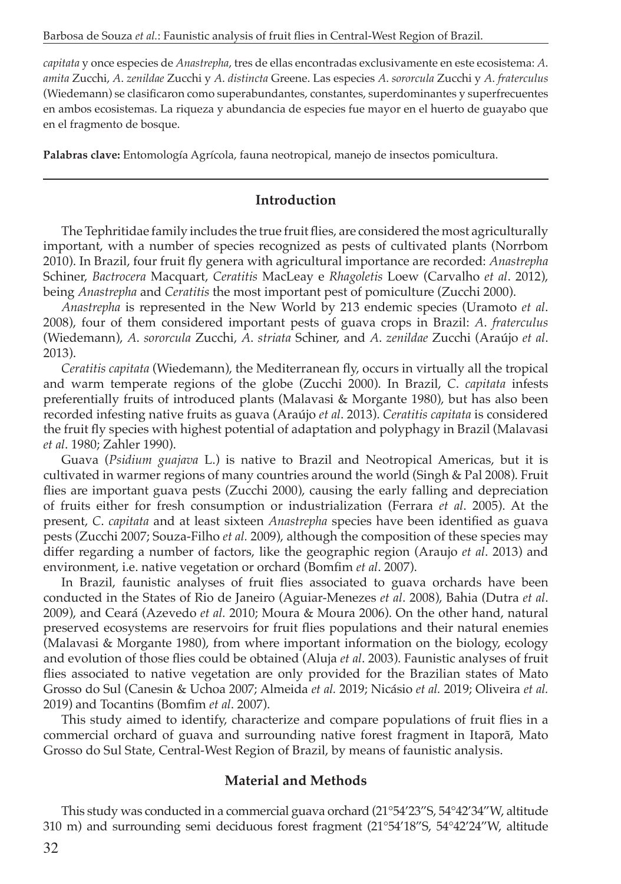*capitata* y once especies de *Anastrepha*, tres de ellas encontradas exclusivamente en este ecosistema: *A. amita* Zucchi, *A. zenildae* Zucchi y *A. distincta* Greene. Las especies *A. sororcula* Zucchi y *A. fraterculus* (Wiedemann) se clasificaron como superabundantes, constantes, superdominantes y superfrecuentes en ambos ecosistemas. La riqueza y abundancia de especies fue mayor en el huerto de guayabo que en el fragmento de bosque.

**Palabras clave:** Entomología Agrícola, fauna neotropical, manejo de insectos pomicultura.

## Introduction

The Tephritidae family includes the true fruit flies, are considered the most agriculturally important, with a number of species recognized as pests of cultivated plants (Norrbom 2010). In Brazil, four fruit fly genera with agricultural importance are recorded: *Anastrepha* Schiner, *Bactrocera* Macquart, *Ceratitis* MacLeay e *Rhagoletis* Loew (Carvalho *et al*. 2012), being *Anastrepha* and *Ceratitis* the most important pest of pomiculture (Zucchi 2000).

*Anastrepha* is represented in the New World by 213 endemic species (Uramoto *et al*. 2008), four of them considered important pests of guava crops in Brazil: *A. fraterculus* (Wiedemann), *A. sororcula* Zucchi, *A. striata* Schiner, and *A. zenildae* Zucchi (Araújo *et al*. 2013).

*Ceratitis capitata* (Wiedemann), the Mediterranean fly, occurs in virtually all the tropical and warm temperate regions of the globe (Zucchi 2000). In Brazil, *C. capitata* infests preferentially fruits of introduced plants (Malavasi & Morgante 1980), but has also been recorded infesting native fruits as guava (Araújo *et al*. 2013). *Ceratitis capitata* is considered the fruit fly species with highest potential of adaptation and polyphagy in Brazil (Malavasi *et al*. 1980; Zahler 1990).

Guava (*Psidium guajava* L.) is native to Brazil and Neotropical Americas, but it is cultivated in warmer regions of many countries around the world (Singh & Pal 2008). Fruit flies are important guava pests (Zucchi 2000), causing the early falling and depreciation of fruits either for fresh consumption or industrialization (Ferrara *et al*. 2005). At the present, *C. capitata* and at least sixteen *Anastrepha* species have been identified as guava pests (Zucchi 2007; Souza-Filho *et al.* 2009), although the composition of these species may differ regarding a number of factors, like the geographic region (Araujo *et al*. 2013) and environment, i.e. native vegetation or orchard (Bomfim *et al*. 2007).

In Brazil, faunistic analyses of fruit flies associated to guava orchards have been conducted in the States of Rio de Janeiro (Aguiar-Menezes *et al*. 2008), Bahia (Dutra *et al*. 2009), and Ceará (Azevedo *et al.* 2010; Moura & Moura 2006). On the other hand, natural preserved ecosystems are reservoirs for fruit flies populations and their natural enemies (Malavasi & Morgante 1980), from where important information on the biology, ecology and evolution of those flies could be obtained (Aluja *et al*. 2003). Faunistic analyses of fruit flies associated to native vegetation are only provided for the Brazilian states of Mato Grosso do Sul (Canesin & Uchoa 2007; Almeida *et al.* 2019; Nicásio *et al.* 2019; Oliveira *et al.* 2019) and Tocantins (Bomfim *et al*. 2007).

This study aimed to identify, characterize and compare populations of fruit flies in a commercial orchard of guava and surrounding native forest fragment in Itaporã, Mato Grosso do Sul State, Central-West Region of Brazil, by means of faunistic analysis.

## Material and Methods

This study was conducted in a commercial guava orchard (21°54'23"S, 54°42'34"W, altitude 310 m) and surrounding semi deciduous forest fragment (21°54'18"S, 54°42'24"W, altitude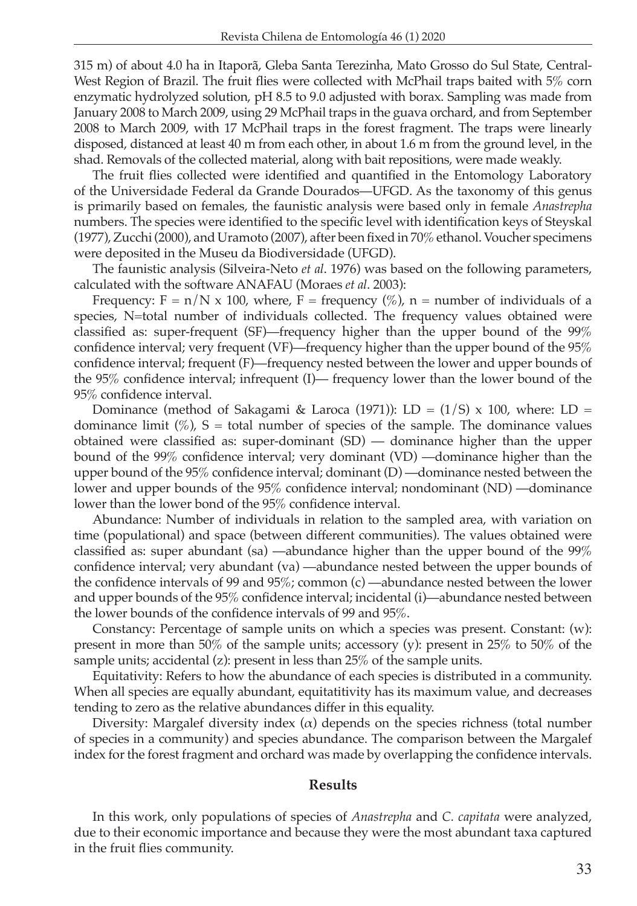315 m) of about 4.0 ha in Itaporã, Gleba Santa Terezinha, Mato Grosso do Sul State, Central-West Region of Brazil. The fruit flies were collected with McPhail traps baited with 5% corn enzymatic hydrolyzed solution, pH 8.5 to 9.0 adjusted with borax. Sampling was made from January 2008 to March 2009, using 29 McPhail traps in the guava orchard, and from September 2008 to March 2009, with 17 McPhail traps in the forest fragment. The traps were linearly disposed, distanced at least 40 m from each other, in about 1.6 m from the ground level, in the shad. Removals of the collected material, along with bait repositions, were made weakly.

The fruit flies collected were identified and quantified in the Entomology Laboratory of the Universidade Federal da Grande Dourados—UFGD. As the taxonomy of this genus is primarily based on females, the faunistic analysis were based only in female *Anastrepha* numbers. The species were identified to the specific level with identification keys of Steyskal (1977), Zucchi (2000), and Uramoto (2007), after been fixed in 70% ethanol. Voucher specimens were deposited in the Museu da Biodiversidade (UFGD).

The faunistic analysis (Silveira-Neto *et al*. 1976) was based on the following parameters, calculated with the software ANAFAU (Moraes *et al*. 2003):

Frequency: $F = n/N \times 100$, where, F = frequency (%), n = number of individuals of a species, N=total number of individuals collected. The frequency values obtained were classified as: super-frequent (SF)—frequency higher than the upper bound of the 99% confidence interval; very frequent (VF)—frequency higher than the upper bound of the 95% confidence interval; frequent (F)—frequency nested between the lower and upper bounds of the 95% confidence interval; infrequent (I)— frequency lower than the lower bound of the 95% confidence interval.

Dominance (method of Sakagami & Laroca (1971)): $LD = (1/S) \times 100$, where: LD = dominance limit (%), S = total number of species of the sample. The dominance values obtained were classified as: super-dominant (SD) — dominance higher than the upper bound of the 99% confidence interval; very dominant (VD) —dominance higher than the upper bound of the 95% confidence interval; dominant (D) —dominance nested between the lower and upper bounds of the 95% confidence interval; nondominant (ND) —dominance lower than the lower bond of the 95% confidence interval.

Abundance: Number of individuals in relation to the sampled area, with variation on time (populational) and space (between different communities). The values obtained were classified as: super abundant (sa) —abundance higher than the upper bound of the 99% confidence interval; very abundant (va) —abundance nested between the upper bounds of the confidence intervals of 99 and 95%; common (c) —abundance nested between the lower and upper bounds of the 95% confidence interval; incidental (i)—abundance nested between the lower bounds of the confidence intervals of 99 and 95%.

Constancy: Percentage of sample units on which a species was present. Constant: (w): present in more than 50% of the sample units; accessory (y): present in 25% to 50% of the sample units; accidental (z): present in less than 25% of the sample units.

Equitativity: Refers to how the abundance of each species is distributed in a community. When all species are equally abundant, equitatitivity has its maximum value, and decreases tending to zero as the relative abundances differ in this equality.

Diversity: Margalef diversity index ($\alpha$) depends on the species richness (total number of species in a community) and species abundance. The comparison between the Margalef index for the forest fragment and orchard was made by overlapping the confidence intervals.

## Results

In this work, only populations of species of *Anastrepha* and *C. capitata* were analyzed, due to their economic importance and because they were the most abundant taxa captured in the fruit flies community.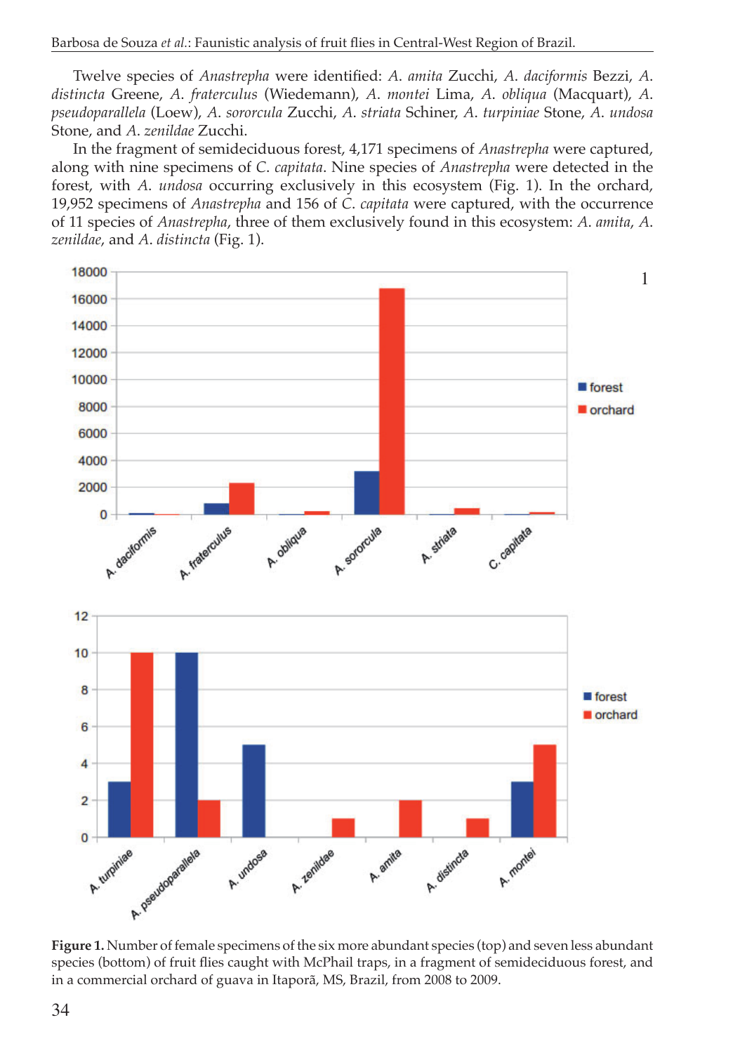Twelve species of *Anastrepha* were identified: *A. amita* Zucchi, *A. daciformis* Bezzi, *A. distincta* Greene, *A. fraterculus* (Wiedemann), *A. montei* Lima, *A. obliqua* (Macquart), *A. pseudoparallela* (Loew), *A. sororcula* Zucchi, *A. striata* Schiner, *A. turpiniae* Stone, *A. undosa* Stone, and *A. zenildae* Zucchi.

In the fragment of semideciduous forest, 4,171 specimens of *Anastrepha* were captured, along with nine specimens of *C. capitata*. Nine species of *Anastrepha* were detected in the forest, with *A. undosa* occurring exclusively in this ecosystem (Fig. 1). In the orchard, 19,952 specimens of *Anastrepha* and 156 of *C. capitata* were captured, with the occurrence of 11 species of *Anastrepha*, three of them exclusively found in this ecosystem: *A. amita*, *A. zenildae*, and *A. distincta* (Fig. 1).

**Figure 1.** Number of female specimens of the six more abundant species (top) and seven less abundant species (bottom) of fruit flies caught with McPhail traps, in a fragment of semideciduous forest, and in a commercial orchard of guava in Itaporã, MS, Brazil, from 2008 to 2009.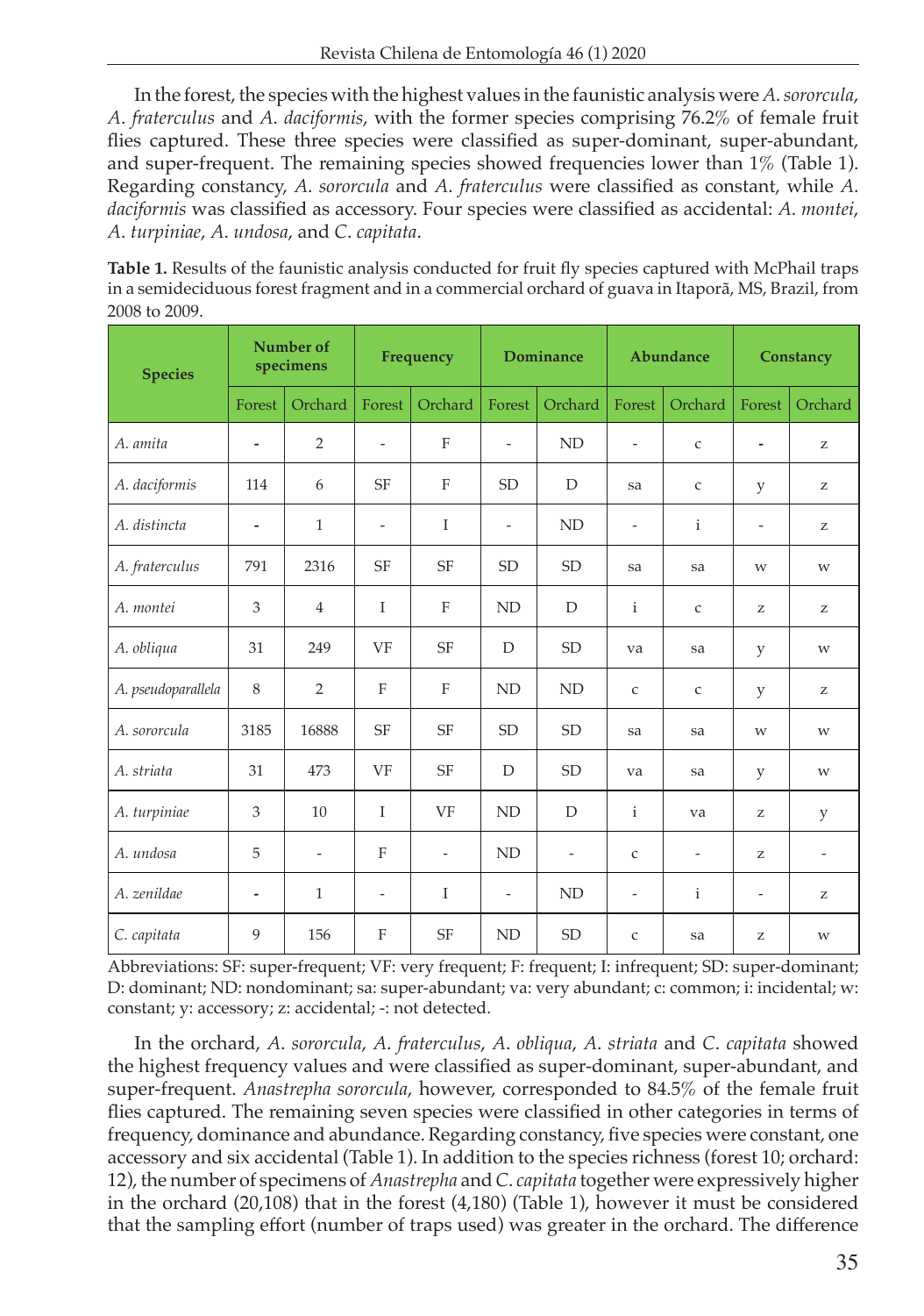In the forest, the species with the highest values in the faunistic analysis were *A. sororcula*, *A. fraterculus* and *A. daciformis*, with the former species comprising 76.2% of female fruit flies captured. These three species were classified as super-dominant, super-abundant, and super-frequent. The remaining species showed frequencies lower than 1% (Table 1). Regarding constancy, *A. sororcula* and *A. fraterculus* were classified as constant, while *A. daciformis* was classified as accessory. Four species were classified as accidental: *A. montei*, *A. turpiniae*, *A. undosa*, and *C. capitata*.

**Table 1.** Results of the faunistic analysis conducted for fruit fly species captured with McPhail traps in a semideciduous forest fragment and in a commercial orchard of guava in Itaporã, MS, Brazil, from 2008 to 2009.

| Species | Number of specimens | | Frequency | | Dominance | | Abundance | | Constancy | |
|---|---|---|---|---|---|---|---|---|---|---|
| | Forest | Orchard | Forest | Orchard | Forest | Orchard | Forest | Orchard | Forest | Orchard |
| *A. amita* | - | 2 | - | F | - | ND | - | c | - | z |
| *A. daciformis* | 114 | 6 | SF | F | SD | D | sa | c | y | z |
| *A. distincta* | - | 1 | - | I | - | ND | - | i | - | z |
| *A. fraterculus* | 791 | 2316 | SF | SF | SD | SD | sa | sa | w | w |
| *A. montei* | 3 | 4 | I | F | ND | D | i | c | z | z |
| *A. obliqua* | 31 | 249 | VF | SF | D | SD | va | sa | y | w |
| *A. pseudoparallela* | 8 | 2 | F | F | ND | ND | c | c | y | z |
| *A. sororcula* | 3185 | 16888 | SF | SF | SD | SD | sa | sa | w | w |
| *A. striata* | 31 | 473 | VF | SF | D | SD | va | sa | y | w |
| *A. turpiniae* | 3 | 10 | I | VF | ND | D | i | va | z | y |
| *A. undosa* | 5 | - | F | - | ND | - | c | - | z | - |
| *A. zenildae* | - | 1 | - | I | - | ND | - | i | - | z |
| *C. capitata* | 9 | 156 | F | SF | ND | SD | c | sa | z | w |

Abbreviations: SF: super-frequent; VF: very frequent; F: frequent; I: infrequent; SD: super-dominant; D: dominant; ND: nondominant; sa: super-abundant; va: very abundant; c: common; i: incidental; w: constant; y: accessory; z: accidental; -: not detected.

In the orchard, *A. sororcula*, *A. fraterculus*, *A. obliqua*, *A. striata* and *C. capitata* showed the highest frequency values and were classified as super-dominant, super-abundant, and super-frequent. *Anastrepha sororcula*, however, corresponded to 84.5% of the female fruit flies captured. The remaining seven species were classified in other categories in terms of frequency, dominance and abundance. Regarding constancy, five species were constant, one accessory and six accidental (Table 1). In addition to the species richness (forest 10; orchard: 12), the number of specimens of *Anastrepha* and *C. capitata* together were expressively higher in the orchard (20,108) that in the forest (4,180) (Table 1), however it must be considered that the sampling effort (number of traps used) was greater in the orchard. The difference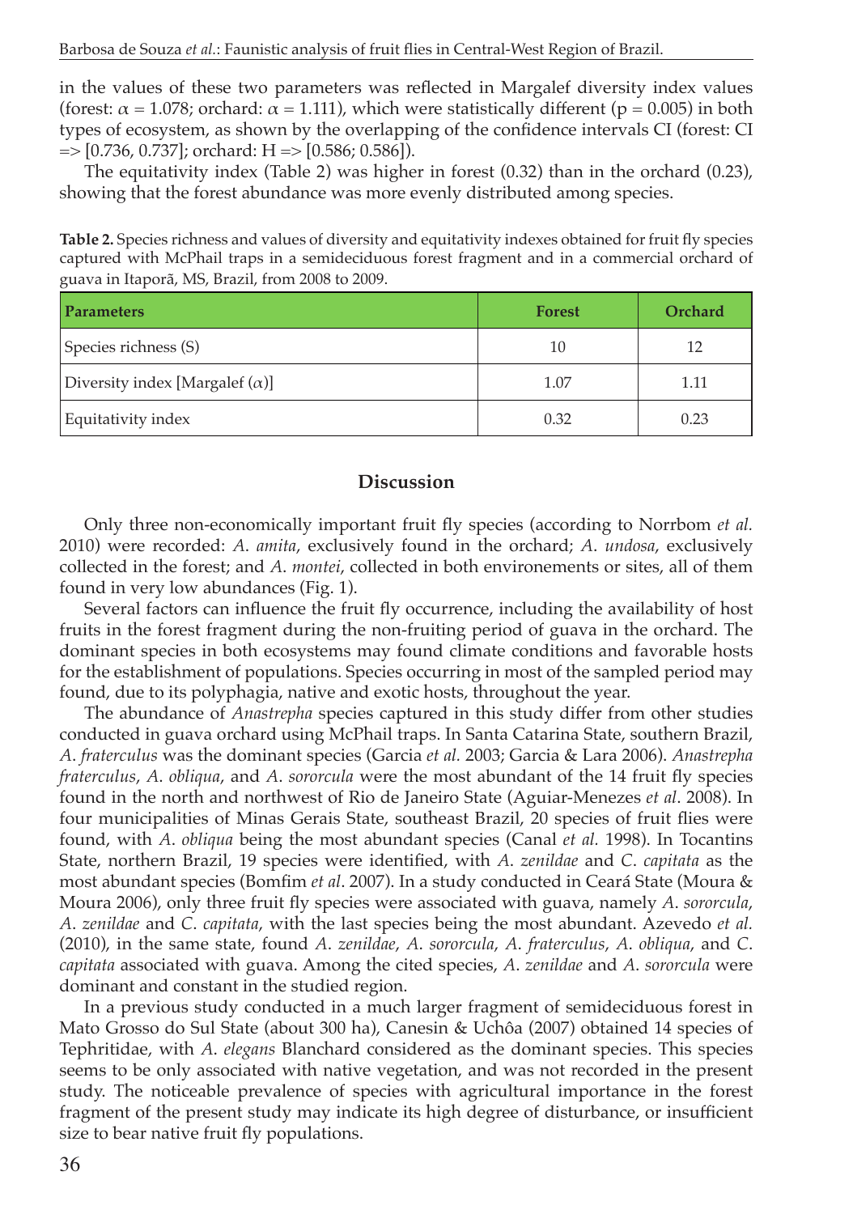in the values of these two parameters was reflected in Margalef diversity index values (forest: $\alpha$ = 1.078; orchard: $\alpha$ = 1.111), which were statistically different (p = 0.005) in both types of ecosystem, as shown by the overlapping of the confidence intervals CI (forest: CI => [0.736, 0.737]; orchard: H => [0.586; 0.586]).

The equitativity index (Table 2) was higher in forest (0.32) than in the orchard (0.23), showing that the forest abundance was more evenly distributed among species.

**Table 2.** Species richness and values of diversity and equitativity indexes obtained for fruit fly species captured with McPhail traps in a semideciduous forest fragment and in a commercial orchard of guava in Itaporã, MS, Brazil, from 2008 to 2009.

| Parameters | Forest | Orchard |
|---|---|---|
| Species richness (S) | 10 | 12 |
| Diversity index [Margalef ($\alpha$)] | 1.07 | 1.11 |
| Equitativity index | 0.32 | 0.23 |

## Discussion

Only three non-economically important fruit fly species (according to Norrbom *et al.* 2010) were recorded: *A. amita*, exclusively found in the orchard; *A. undosa*, exclusively collected in the forest; and *A. montei*, collected in both environements or sites, all of them found in very low abundances (Fig. 1).

Several factors can influence the fruit fly occurrence, including the availability of host fruits in the forest fragment during the non-fruiting period of guava in the orchard. The dominant species in both ecosystems may found climate conditions and favorable hosts for the establishment of populations. Species occurring in most of the sampled period may found, due to its polyphagia, native and exotic hosts, throughout the year.

The abundance of *Anastrepha* species captured in this study differ from other studies conducted in guava orchard using McPhail traps. In Santa Catarina State, southern Brazil, *A. fraterculus* was the dominant species (Garcia *et al.* 2003; Garcia & Lara 2006). *Anastrepha fraterculus*, *A. obliqua*, and *A. sororcula* were the most abundant of the 14 fruit fly species found in the north and northwest of Rio de Janeiro State (Aguiar-Menezes *et al*. 2008). In four municipalities of Minas Gerais State, southeast Brazil, 20 species of fruit flies were found, with *A. obliqua* being the most abundant species (Canal *et al.* 1998). In Tocantins State, northern Brazil, 19 species were identified, with *A. zenildae* and *C. capitata* as the most abundant species (Bomfim *et al*. 2007). In a study conducted in Ceará State (Moura & Moura 2006), only three fruit fly species were associated with guava, namely *A. sororcula*, *A. zenildae* and *C. capitata*, with the last species being the most abundant. Azevedo *et al.* (2010), in the same state, found *A. zenildae*, *A. sororcula*, *A. fraterculus*, *A. obliqua*, and *C. capitata* associated with guava. Among the cited species, *A. zenildae* and *A. sororcula* were dominant and constant in the studied region.

In a previous study conducted in a much larger fragment of semideciduous forest in Mato Grosso do Sul State (about 300 ha), Canesin & Uchôa (2007) obtained 14 species of Tephritidae, with *A. elegans* Blanchard considered as the dominant species. This species seems to be only associated with native vegetation, and was not recorded in the present study. The noticeable prevalence of species with agricultural importance in the forest fragment of the present study may indicate its high degree of disturbance, or insufficient size to bear native fruit fly populations.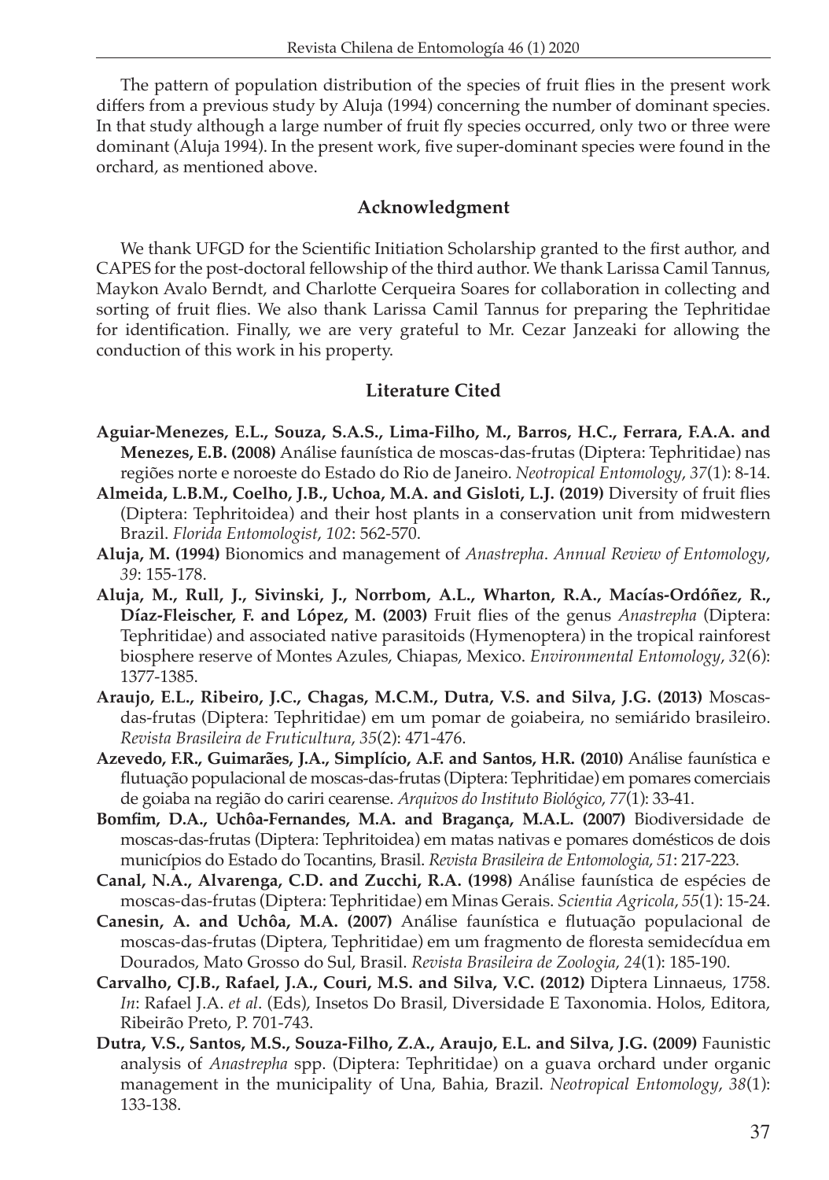The pattern of population distribution of the species of fruit flies in the present work differs from a previous study by Aluja (1994) concerning the number of dominant species. In that study although a large number of fruit fly species occurred, only two or three were dominant (Aluja 1994). In the present work, five super-dominant species were found in the orchard, as mentioned above.

## Acknowledgment

We thank UFGD for the Scientific Initiation Scholarship granted to the first author, and CAPES for the post-doctoral fellowship of the third author. We thank Larissa Camil Tannus, Maykon Avalo Berndt, and Charlotte Cerqueira Soares for collaboration in collecting and sorting of fruit flies. We also thank Larissa Camil Tannus for preparing the Tephritidae for identification. Finally, we are very grateful to Mr. Cezar Janzeaki for allowing the conduction of this work in his property.

## Literature Cited

**Aguiar-Menezes, E.L., Souza, S.A.S., Lima-Filho, M., Barros, H.C., Ferrara, F.A.A. and Menezes, E.B. (2008)** Análise faunística de moscas-das-frutas (Diptera: Tephritidae) nas regiões norte e noroeste do Estado do Rio de Janeiro. *Neotropical Entomology*, *37*(1): 8-14.

**Almeida, L.B.M., Coelho, J.B., Uchoa, M.A. and Gisloti, L.J. (2019)** Diversity of fruit flies (Diptera: Tephritoidea) and their host plants in a conservation unit from midwestern Brazil. *Florida Entomologist*, *102*: 562-570.

**Aluja, M. (1994)** Bionomics and management of *Anastrepha*. *Annual Review of Entomology*, *39*: 155-178.

**Aluja, M., Rull, J., Sivinski, J., Norrbom, A.L., Wharton, R.A., Macías-Ordóñez, R., Díaz-Fleischer, F. and López, M. (2003)** Fruit flies of the genus *Anastrepha* (Diptera: Tephritidae) and associated native parasitoids (Hymenoptera) in the tropical rainforest biosphere reserve of Montes Azules, Chiapas, Mexico. *Environmental Entomology*, *32*(6): 1377-1385.

**Araujo, E.L., Ribeiro, J.C., Chagas, M.C.M., Dutra, V.S. and Silva, J.G. (2013)** Moscas-das-frutas (Diptera: Tephritidae) em um pomar de goiabeira, no semiárido brasileiro. *Revista Brasileira de Fruticultura*, *35*(2): 471-476.

**Azevedo, F.R., Guimarães, J.A., Simplício, A.F. and Santos, H.R. (2010)** Análise faunística e flutuação populacional de moscas-das-frutas (Diptera: Tephritidae) em pomares comerciais de goiaba na região do cariri cearense. *Arquivos do Instituto Biológico*, *77*(1): 33-41.

**Bomfim, D.A., Uchôa-Fernandes, M.A. and Bragança, M.A.L. (2007)** Biodiversidade de moscas-das-frutas (Diptera: Tephritoidea) em matas nativas e pomares domésticos de dois municípios do Estado do Tocantins, Brasil. *Revista Brasileira de Entomologia*, *51*: 217-223.

**Canal, N.A., Alvarenga, C.D. and Zucchi, R.A. (1998)** Análise faunística de espécies de moscas-das-frutas (Diptera: Tephritidae) em Minas Gerais. *Scientia Agricola*, *55*(1): 15-24.

**Canesin, A. and Uchôa, M.A. (2007)** Análise faunística e flutuação populacional de moscas-das-frutas (Diptera, Tephritidae) em um fragmento de floresta semidecídua em Dourados, Mato Grosso do Sul, Brasil. *Revista Brasileira de Zoologia*, *24*(1): 185-190.

**Carvalho, CJ.B., Rafael, J.A., Couri, M.S. and Silva, V.C. (2012)** Diptera Linnaeus, 1758. *In*: Rafael J.A. *et al*. (Eds), Insetos Do Brasil, Diversidade E Taxonomia. Holos, Editora, Ribeirão Preto, P. 701-743.

**Dutra, V.S., Santos, M.S., Souza-Filho, Z.A., Araujo, E.L. and Silva, J.G. (2009)** Faunistic analysis of *Anastrepha* spp. (Diptera: Tephritidae) on a guava orchard under organic management in the municipality of Una, Bahia, Brazil. *Neotropical Entomology*, *38*(1): 133-138.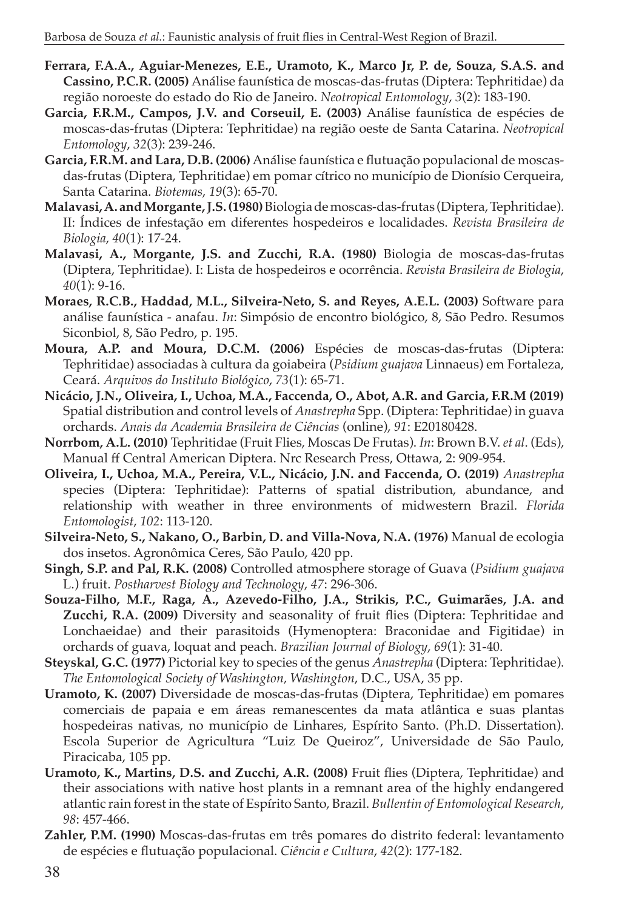**Ferrara, F.A.A., Aguiar-Menezes, E.E., Uramoto, K., Marco Jr, P. de, Souza, S.A.S. and Cassino, P.C.R. (2005)** Análise faunística de moscas-das-frutas (Diptera: Tephritidae) da região noroeste do estado do Rio de Janeiro. *Neotropical Entomology*, *3*(2): 183-190.

**Garcia, F.R.M., Campos, J.V. and Corseuil, E. (2003)** Análise faunística de espécies de moscas-das-frutas (Diptera: Tephritidae) na região oeste de Santa Catarina. *Neotropical Entomology*, *32*(3): 239-246.

**Garcia, F.R.M. and Lara, D.B. (2006)** Análise faunística e flutuação populacional de moscas-das-frutas (Diptera, Tephritidae) em pomar cítrico no município de Dionísio Cerqueira, Santa Catarina. *Biotemas*, *19*(3): 65-70.

**Malavasi, A. and Morgante, J.S. (1980)** Biologia de moscas-das-frutas (Diptera, Tephritidae). II: Índices de infestação em diferentes hospedeiros e localidades. *Revista Brasileira de Biologia*, *40*(1): 17-24.

**Malavasi, A., Morgante, J.S. and Zucchi, R.A. (1980)** Biologia de moscas-das-frutas (Diptera, Tephritidae). I: Lista de hospedeiros e ocorrência. *Revista Brasileira de Biologia*, *40*(1): 9-16.

**Moraes, R.C.B., Haddad, M.L., Silveira-Neto, S. and Reyes, A.E.L. (2003)** Software para análise faunística - anafau. *In*: Simpósio de encontro biológico, 8, São Pedro. Resumos Siconbiol, 8, São Pedro, p. 195.

**Moura, A.P. and Moura, D.C.M. (2006)** Espécies de moscas-das-frutas (Diptera: Tephritidae) associadas à cultura da goiabeira (*Psidium guajava* Linnaeus) em Fortaleza, Ceará. *Arquivos do Instituto Biológico*, *73*(1): 65-71.

**Nicácio, J.N., Oliveira, I., Uchoa, M.A., Faccenda, O., Abot, A.R. and Garcia, F.R.M (2019)** Spatial distribution and control levels of *Anastrepha* Spp. (Diptera: Tephritidae) in guava orchards. *Anais da Academia Brasileira de Ciências* (online), *91*: E20180428.

**Norrbom, A.L. (2010)** Tephritidae (Fruit Flies, Moscas De Frutas). *In*: Brown B.V. *et al*. (Eds), Manual ff Central American Diptera. Nrc Research Press, Ottawa, 2: 909-954.

**Oliveira, I., Uchoa, M.A., Pereira, V.L., Nicácio, J.N. and Faccenda, O. (2019)** *Anastrepha* species (Diptera: Tephritidae): Patterns of spatial distribution, abundance, and relationship with weather in three environments of midwestern Brazil. *Florida Entomologist*, *102*: 113-120.

**Silveira-Neto, S., Nakano, O., Barbin, D. and Villa-Nova, N.A. (1976)** Manual de ecologia dos insetos. Agronômica Ceres, São Paulo, 420 pp.

**Singh, S.P. and Pal, R.K. (2008)** Controlled atmosphere storage of Guava (*Psidium guajava* L.) fruit. *Postharvest Biology and Technology*, *47*: 296-306.

**Souza-Filho, M.F., Raga, A., Azevedo-Filho, J.A., Strikis, P.C., Guimarães, J.A. and Zucchi, R.A. (2009)** Diversity and seasonality of fruit flies (Diptera: Tephritidae and Lonchaeidae) and their parasitoids (Hymenoptera: Braconidae and Figitidae) in orchards of guava, loquat and peach. *Brazilian Journal of Biology*, *69*(1): 31-40.

**Steyskal, G.C. (1977)** Pictorial key to species of the genus *Anastrepha* (Diptera: Tephritidae). *The Entomological Society of Washington, Washington*, D.C., USA, 35 pp.

**Uramoto, K. (2007)** Diversidade de moscas-das-frutas (Diptera, Tephritidae) em pomares comerciais de papaia e em áreas remanescentes da mata atlântica e suas plantas hospedeiras nativas, no município de Linhares, Espírito Santo. (Ph.D. Dissertation). Escola Superior de Agricultura "Luiz De Queiroz", Universidade de São Paulo, Piracicaba, 105 pp.

**Uramoto, K., Martins, D.S. and Zucchi, A.R. (2008)** Fruit flies (Diptera, Tephritidae) and their associations with native host plants in a remnant area of the highly endangered atlantic rain forest in the state of Espírito Santo, Brazil. *Bullentin of Entomological Research*, *98*: 457-466.

**Zahler, P.M. (1990)** Moscas-das-frutas em três pomares do distrito federal: levantamento de espécies e flutuação populacional. *Ciência e Cultura*, *42*(2): 177-182.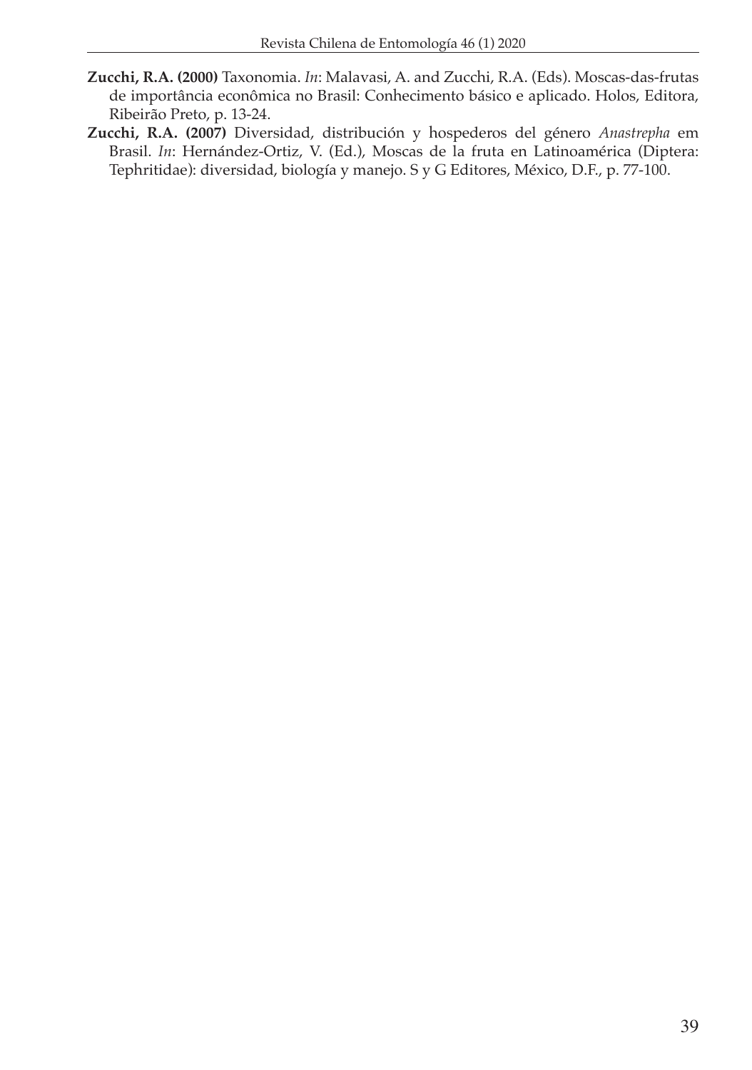**Zucchi, R.A. (2000)** Taxonomia. *In*: Malavasi, A. and Zucchi, R.A. (Eds). Moscas-das-frutas de importância econômica no Brasil: Conhecimento básico e aplicado. Holos, Editora, Ribeirão Preto, p. 13-24.

**Zucchi, R.A. (2007)** Diversidad, distribución y hospederos del género *Anastrepha* em Brasil. *In*: Hernández-Ortiz, V. (Ed.), Moscas de la fruta en Latinoamérica (Diptera: Tephritidae): diversidad, biología y manejo. S y G Editores, México, D.F., p. 77-100.